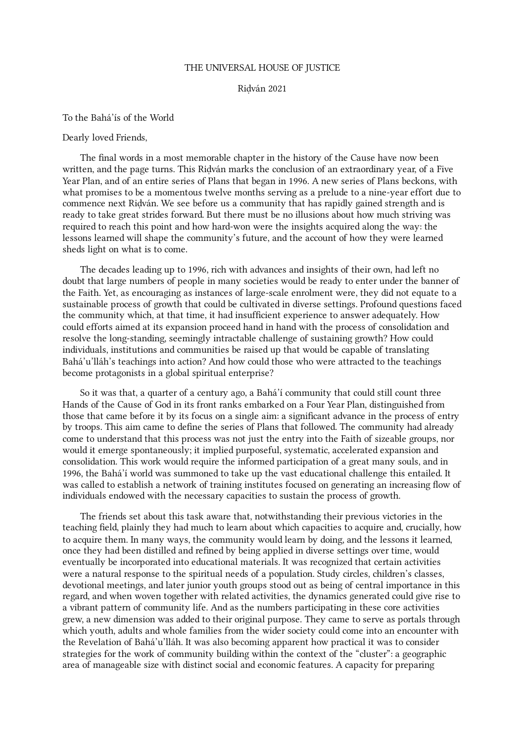THE UNIVERSAL HOUSE OF JUSTICE

Riḍván 2021

To the Bahá'ís of the World

Dearly loved Friends,

The final words in a most memorable chapter in the history of the Cause have now been written, and the page turns. This Riḍván marks the conclusion of an extraordinary year, of a Five Year Plan, and of an entire series of Plans that began in 1996. A new series of Plans beckons, with what promises to be a momentous twelve months serving as a prelude to a nine-year effort due to commence next Riḍván. We see before us a community that has rapidly gained strength and is ready to take great strides forward. But there must be no illusions about how much striving was required to reach this point and how hard-won were the insights acquired along the way: the lessons learned will shape the community's future, and the account of how they were learned sheds light on what is to come.

The decades leading up to 1996, rich with advances and insights of their own, had left no doubt that large numbers of people in many societies would be ready to enter under the banner of the Faith. Yet, as encouraging as instances of large-scale enrolment were, they did not equate to a sustainable process of growth that could be cultivated in diverse settings. Profound questions faced the community which, at that time, it had insufficient experience to answer adequately. How could efforts aimed at its expansion proceed hand in hand with the process of consolidation and resolve the long-standing, seemingly intractable challenge of sustaining growth? How could individuals, institutions and communities be raised up that would be capable of translating Bahá'u'lláh's teachings into action? And how could those who were attracted to the teachings become protagonists in a global spiritual enterprise?

So it was that, a quarter of a century ago, a Bahá'í community that could still count three Hands of the Cause of God in its front ranks embarked on a Four Year Plan, distinguished from those that came before it by its focus on a single aim: a significant advance in the process of entry by troops. This aim came to define the series of Plans that followed. The community had already come to understand that this process was not just the entry into the Faith of sizeable groups, nor would it emerge spontaneously; it implied purposeful, systematic, accelerated expansion and consolidation. This work would require the informed participation of a great many souls, and in 1996, the Bahá'í world was summoned to take up the vast educational challenge this entailed. It was called to establish a network of training institutes focused on generating an increasing flow of individuals endowed with the necessary capacities to sustain the process of growth.

The friends set about this task aware that, notwithstanding their previous victories in the teaching field, plainly they had much to learn about which capacities to acquire and, crucially, how to acquire them. In many ways, the community would learn by doing, and the lessons it learned, once they had been distilled and refined by being applied in diverse settings over time, would eventually be incorporated into educational materials. It was recognized that certain activities were a natural response to the spiritual needs of a population. Study circles, children's classes, devotional meetings, and later junior youth groups stood out as being of central importance in this regard, and when woven together with related activities, the dynamics generated could give rise to a vibrant pattern of community life. And as the numbers participating in these core activities grew, a new dimension was added to their original purpose. They came to serve as portals through which youth, adults and whole families from the wider society could come into an encounter with the Revelation of Bahá'u'lláh. It was also becoming apparent how practical it was to consider strategies for the work of community building within the context of the "cluster": a geographic area of manageable size with distinct social and economic features. A capacity for preparing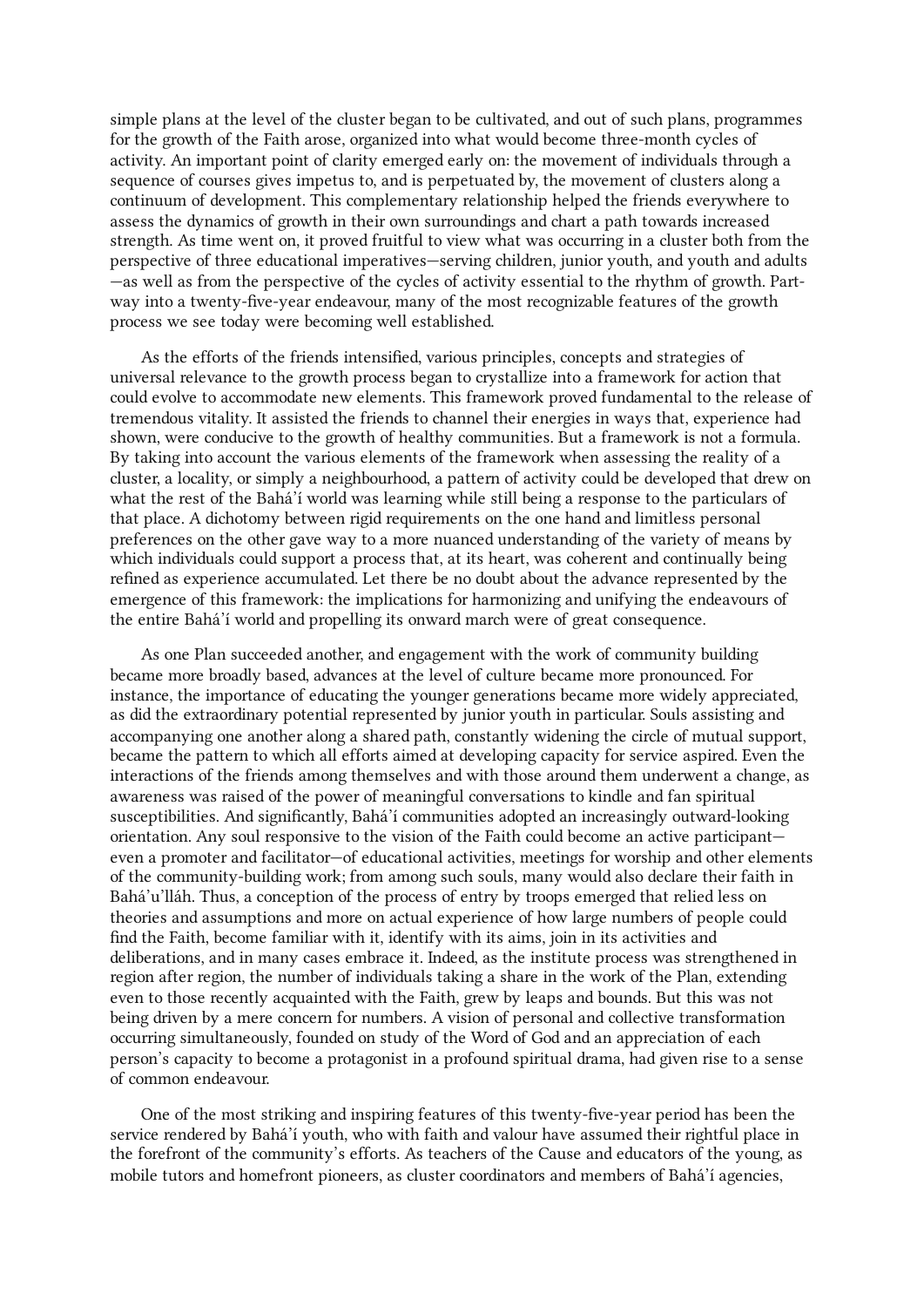simple plans at the level of the cluster began to be cultivated, and out of such plans, programmes for the growth of the Faith arose, organized into what would become three-month cycles of activity. An important point of clarity emerged early on: the movement of individuals through a sequence of courses gives impetus to, and is perpetuated by, the movement of clusters along a continuum of development. This complementary relationship helped the friends everywhere to assess the dynamics of growth in their own surroundings and chart a path towards increased strength. As time went on, it proved fruitful to view what was occurring in a cluster both from the perspective of three educational imperatives—serving children, junior youth, and youth and adults—as well as from the perspective of the cycles of activity essential to the rhythm of growth. Part-way into a twenty-five-year endeavour, many of the most recognizable features of the growth process we see today were becoming well established.

As the efforts of the friends intensified, various principles, concepts and strategies of universal relevance to the growth process began to crystallize into a framework for action that could evolve to accommodate new elements. This framework proved fundamental to the release of tremendous vitality. It assisted the friends to channel their energies in ways that, experience had shown, were conducive to the growth of healthy communities. But a framework is not a formula. By taking into account the various elements of the framework when assessing the reality of a cluster, a locality, or simply a neighbourhood, a pattern of activity could be developed that drew on what the rest of the Bahá'í world was learning while still being a response to the particulars of that place. A dichotomy between rigid requirements on the one hand and limitless personal preferences on the other gave way to a more nuanced understanding of the variety of means by which individuals could support a process that, at its heart, was coherent and continually being refined as experience accumulated. Let there be no doubt about the advance represented by the emergence of this framework: the implications for harmonizing and unifying the endeavours of the entire Bahá'í world and propelling its onward march were of great consequence.

As one Plan succeeded another, and engagement with the work of community building became more broadly based, advances at the level of culture became more pronounced. For instance, the importance of educating the younger generations became more widely appreciated, as did the extraordinary potential represented by junior youth in particular. Souls assisting and accompanying one another along a shared path, constantly widening the circle of mutual support, became the pattern to which all efforts aimed at developing capacity for service aspired. Even the interactions of the friends among themselves and with those around them underwent a change, as awareness was raised of the power of meaningful conversations to kindle and fan spiritual susceptibilities. And significantly, Bahá'í communities adopted an increasingly outward-looking orientation. Any soul responsive to the vision of the Faith could become an active participant—even a promoter and facilitator—of educational activities, meetings for worship and other elements of the community-building work; from among such souls, many would also declare their faith in Bahá'u'lláh. Thus, a conception of the process of entry by troops emerged that relied less on theories and assumptions and more on actual experience of how large numbers of people could find the Faith, become familiar with it, identify with its aims, join in its activities and deliberations, and in many cases embrace it. Indeed, as the institute process was strengthened in region after region, the number of individuals taking a share in the work of the Plan, extending even to those recently acquainted with the Faith, grew by leaps and bounds. But this was not being driven by a mere concern for numbers. A vision of personal and collective transformation occurring simultaneously, founded on study of the Word of God and an appreciation of each person's capacity to become a protagonist in a profound spiritual drama, had given rise to a sense of common endeavour.

One of the most striking and inspiring features of this twenty-five-year period has been the service rendered by Bahá'í youth, who with faith and valour have assumed their rightful place in the forefront of the community's efforts. As teachers of the Cause and educators of the young, as mobile tutors and homefront pioneers, as cluster coordinators and members of Bahá'í agencies,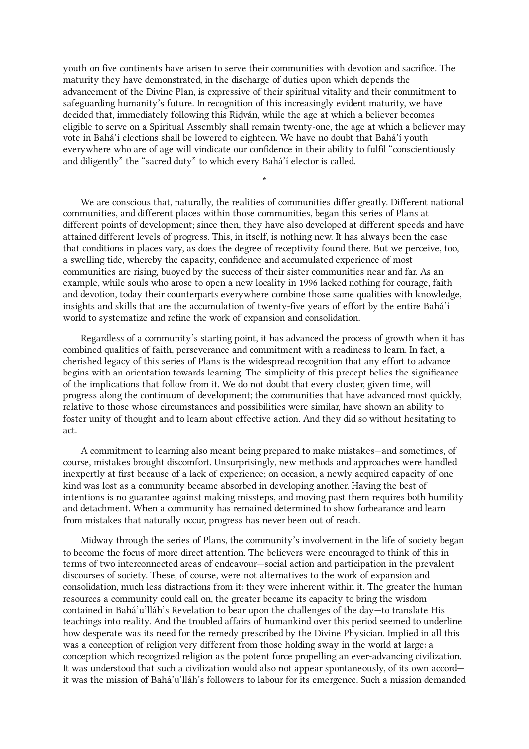youth on five continents have arisen to serve their communities with devotion and sacrifice. The maturity they have demonstrated, in the discharge of duties upon which depends the advancement of the Divine Plan, is expressive of their spiritual vitality and their commitment to safeguarding humanity's future. In recognition of this increasingly evident maturity, we have decided that, immediately following this Riḍván, while the age at which a believer becomes eligible to serve on a Spiritual Assembly shall remain twenty-one, the age at which a believer may vote in Bahá'í elections shall be lowered to eighteen. We have no doubt that Bahá'í youth everywhere who are of age will vindicate our confidence in their ability to fulfil "conscientiously and diligently" the "sacred duty" to which every Bahá'í elector is called.

*

We are conscious that, naturally, the realities of communities differ greatly. Different national communities, and different places within those communities, began this series of Plans at different points of development; since then, they have also developed at different speeds and have attained different levels of progress. This, in itself, is nothing new. It has always been the case that conditions in places vary, as does the degree of receptivity found there. But we perceive, too, a swelling tide, whereby the capacity, confidence and accumulated experience of most communities are rising, buoyed by the success of their sister communities near and far. As an example, while souls who arose to open a new locality in 1996 lacked nothing for courage, faith and devotion, today their counterparts everywhere combine those same qualities with knowledge, insights and skills that are the accumulation of twenty-five years of effort by the entire Bahá'í world to systematize and refine the work of expansion and consolidation.

Regardless of a community's starting point, it has advanced the process of growth when it has combined qualities of faith, perseverance and commitment with a readiness to learn. In fact, a cherished legacy of this series of Plans is the widespread recognition that any effort to advance begins with an orientation towards learning. The simplicity of this precept belies the significance of the implications that follow from it. We do not doubt that every cluster, given time, will progress along the continuum of development; the communities that have advanced most quickly, relative to those whose circumstances and possibilities were similar, have shown an ability to foster unity of thought and to learn about effective action. And they did so without hesitating to act.

A commitment to learning also meant being prepared to make mistakes—and sometimes, of course, mistakes brought discomfort. Unsurprisingly, new methods and approaches were handled inexpertly at first because of a lack of experience; on occasion, a newly acquired capacity of one kind was lost as a community became absorbed in developing another. Having the best of intentions is no guarantee against making missteps, and moving past them requires both humility and detachment. When a community has remained determined to show forbearance and learn from mistakes that naturally occur, progress has never been out of reach.

Midway through the series of Plans, the community's involvement in the life of society began to become the focus of more direct attention. The believers were encouraged to think of this in terms of two interconnected areas of endeavour—social action and participation in the prevalent discourses of society. These, of course, were not alternatives to the work of expansion and consolidation, much less distractions from it: they were inherent within it. The greater the human resources a community could call on, the greater became its capacity to bring the wisdom contained in Bahá'u'lláh's Revelation to bear upon the challenges of the day—to translate His teachings into reality. And the troubled affairs of humankind over this period seemed to underline how desperate was its need for the remedy prescribed by the Divine Physician. Implied in all this was a conception of religion very different from those holding sway in the world at large: a conception which recognized religion as the potent force propelling an ever-advancing civilization. It was understood that such a civilization would also not appear spontaneously, of its own accord—it was the mission of Bahá'u'lláh's followers to labour for its emergence. Such a mission demanded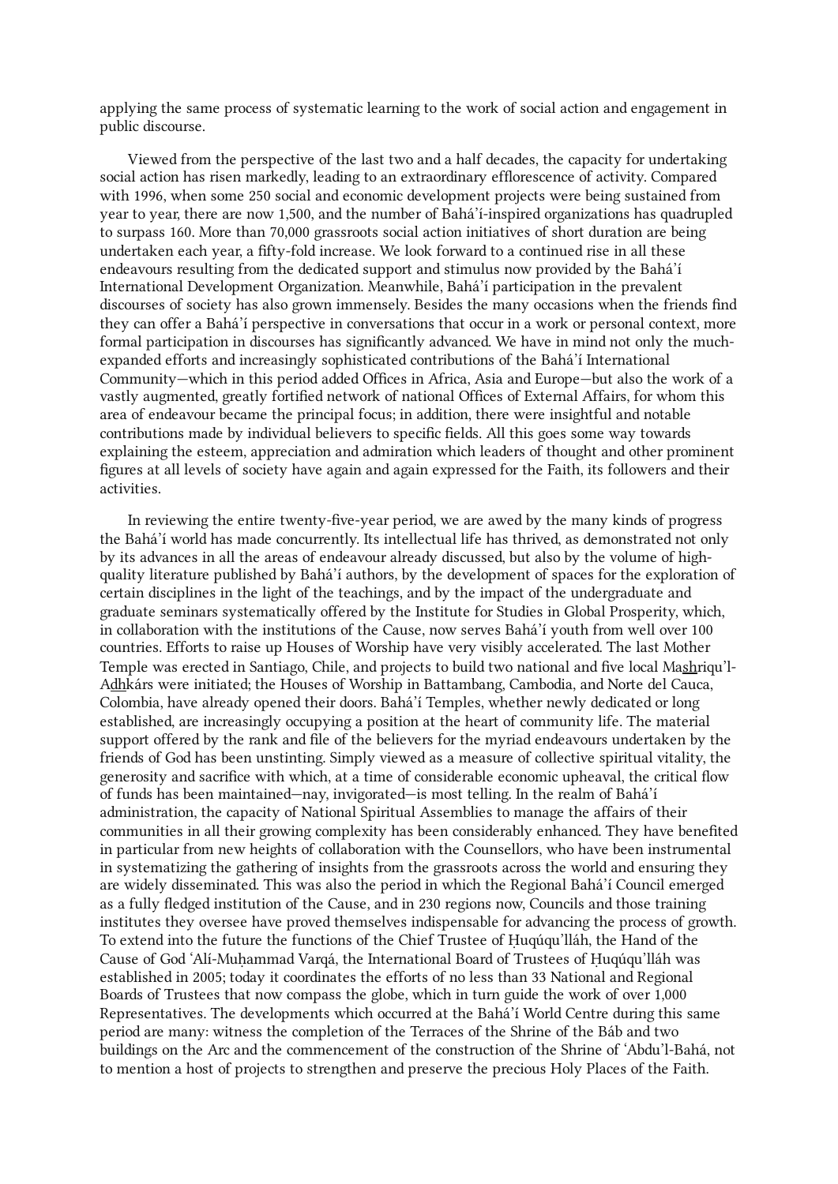applying the same process of systematic learning to the work of social action and engagement in public discourse.

Viewed from the perspective of the last two and a half decades, the capacity for undertaking social action has risen markedly, leading to an extraordinary efflorescence of activity. Compared with 1996, when some 250 social and economic development projects were being sustained from year to year, there are now 1,500, and the number of Bahá'í-inspired organizations has quadrupled to surpass 160. More than 70,000 grassroots social action initiatives of short duration are being undertaken each year, a fifty-fold increase. We look forward to a continued rise in all these endeavours resulting from the dedicated support and stimulus now provided by the Bahá'í International Development Organization. Meanwhile, Bahá'í participation in the prevalent discourses of society has also grown immensely. Besides the many occasions when the friends find they can offer a Bahá'í perspective in conversations that occur in a work or personal context, more formal participation in discourses has significantly advanced. We have in mind not only the much-expanded efforts and increasingly sophisticated contributions of the Bahá'í International Community—which in this period added Offices in Africa, Asia and Europe—but also the work of a vastly augmented, greatly fortified network of national Offices of External Affairs, for whom this area of endeavour became the principal focus; in addition, there were insightful and notable contributions made by individual believers to specific fields. All this goes some way towards explaining the esteem, appreciation and admiration which leaders of thought and other prominent figures at all levels of society have again and again expressed for the Faith, its followers and their activities.

In reviewing the entire twenty-five-year period, we are awed by the many kinds of progress the Bahá'í world has made concurrently. Its intellectual life has thrived, as demonstrated not only by its advances in all the areas of endeavour already discussed, but also by the volume of high-quality literature published by Bahá'í authors, by the development of spaces for the exploration of certain disciplines in the light of the teachings, and by the impact of the undergraduate and graduate seminars systematically offered by the Institute for Studies in Global Prosperity, which, in collaboration with the institutions of the Cause, now serves Bahá'í youth from well over 100 countries. Efforts to raise up Houses of Worship have very visibly accelerated. The last Mother Temple was erected in Santiago, Chile, and projects to build two national and five local Ma<u>sh</u>riqu'l-A<u>dh</u>kárs were initiated; the Houses of Worship in Battambang, Cambodia, and Norte del Cauca, Colombia, have already opened their doors. Bahá'í Temples, whether newly dedicated or long established, are increasingly occupying a position at the heart of community life. The material support offered by the rank and file of the believers for the myriad endeavours undertaken by the friends of God has been unstinting. Simply viewed as a measure of collective spiritual vitality, the generosity and sacrifice with which, at a time of considerable economic upheaval, the critical flow of funds has been maintained—nay, invigorated—is most telling. In the realm of Bahá'í administration, the capacity of National Spiritual Assemblies to manage the affairs of their communities in all their growing complexity has been considerably enhanced. They have benefited in particular from new heights of collaboration with the Counsellors, who have been instrumental in systematizing the gathering of insights from the grassroots across the world and ensuring they are widely disseminated. This was also the period in which the Regional Bahá'í Council emerged as a fully fledged institution of the Cause, and in 230 regions now, Councils and those training institutes they oversee have proved themselves indispensable for advancing the process of growth. To extend into the future the functions of the Chief Trustee of Ḥuqúqu'lláh, the Hand of the Cause of God 'Alí-Muḥammad Varqá, the International Board of Trustees of Ḥuqúqu'lláh was established in 2005; today it coordinates the efforts of no less than 33 National and Regional Boards of Trustees that now compass the globe, which in turn guide the work of over 1,000 Representatives. The developments which occurred at the Bahá'í World Centre during this same period are many: witness the completion of the Terraces of the Shrine of the Báb and two buildings on the Arc and the commencement of the construction of the Shrine of 'Abdu'l-Bahá, not to mention a host of projects to strengthen and preserve the precious Holy Places of the Faith.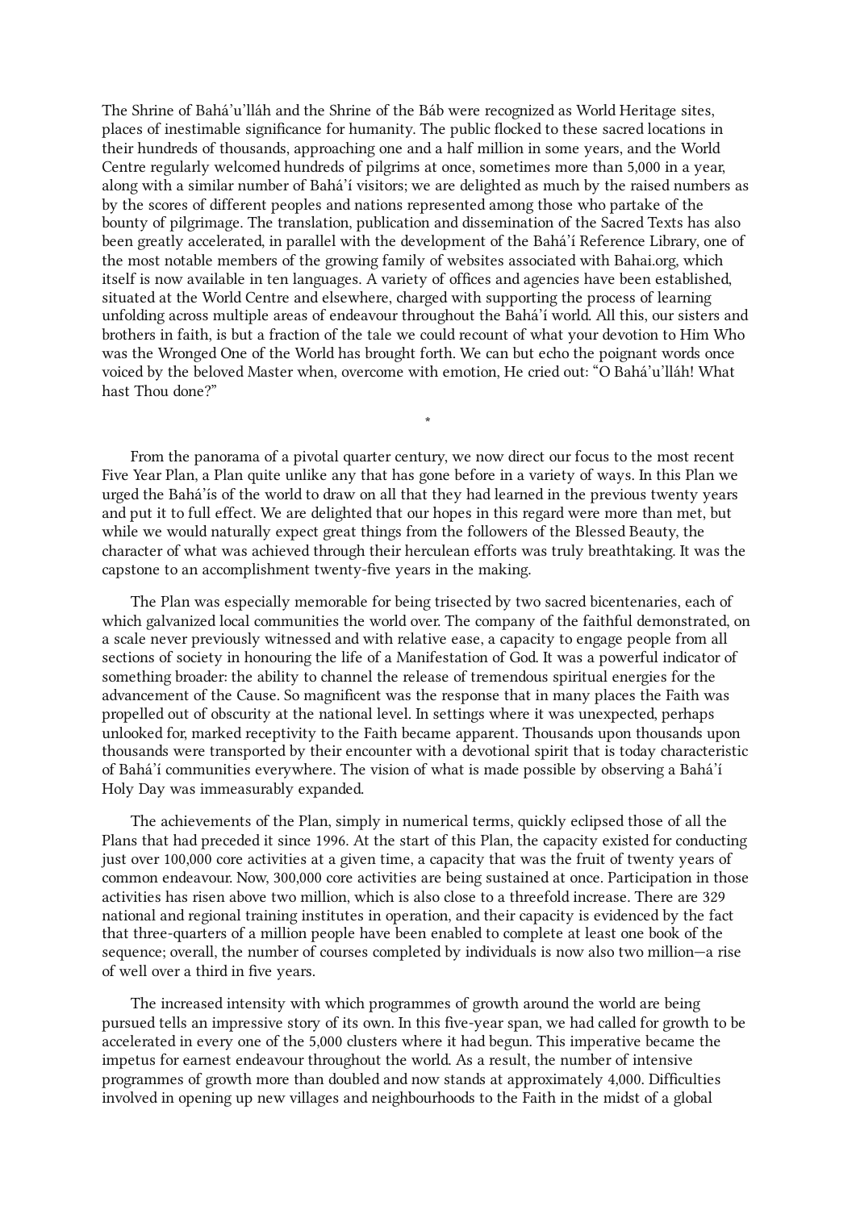The Shrine of Bahá'u'lláh and the Shrine of the Báb were recognized as World Heritage sites, places of inestimable significance for humanity. The public flocked to these sacred locations in their hundreds of thousands, approaching one and a half million in some years, and the World Centre regularly welcomed hundreds of pilgrims at once, sometimes more than 5,000 in a year, along with a similar number of Bahá'í visitors; we are delighted as much by the raised numbers as by the scores of different peoples and nations represented among those who partake of the bounty of pilgrimage. The translation, publication and dissemination of the Sacred Texts has also been greatly accelerated, in parallel with the development of the Bahá'í Reference Library, one of the most notable members of the growing family of websites associated with Bahai.org, which itself is now available in ten languages. A variety of offices and agencies have been established, situated at the World Centre and elsewhere, charged with supporting the process of learning unfolding across multiple areas of endeavour throughout the Bahá'í world. All this, our sisters and brothers in faith, is but a fraction of the tale we could recount of what your devotion to Him Who was the Wronged One of the World has brought forth. We can but echo the poignant words once voiced by the beloved Master when, overcome with emotion, He cried out: "O Bahá'u'lláh! What hast Thou done?"

*

From the panorama of a pivotal quarter century, we now direct our focus to the most recent Five Year Plan, a Plan quite unlike any that has gone before in a variety of ways. In this Plan we urged the Bahá'ís of the world to draw on all that they had learned in the previous twenty years and put it to full effect. We are delighted that our hopes in this regard were more than met, but while we would naturally expect great things from the followers of the Blessed Beauty, the character of what was achieved through their herculean efforts was truly breathtaking. It was the capstone to an accomplishment twenty-five years in the making.

The Plan was especially memorable for being trisected by two sacred bicentenaries, each of which galvanized local communities the world over. The company of the faithful demonstrated, on a scale never previously witnessed and with relative ease, a capacity to engage people from all sections of society in honouring the life of a Manifestation of God. It was a powerful indicator of something broader: the ability to channel the release of tremendous spiritual energies for the advancement of the Cause. So magnificent was the response that in many places the Faith was propelled out of obscurity at the national level. In settings where it was unexpected, perhaps unlooked for, marked receptivity to the Faith became apparent. Thousands upon thousands upon thousands were transported by their encounter with a devotional spirit that is today characteristic of Bahá'í communities everywhere. The vision of what is made possible by observing a Bahá'í Holy Day was immeasurably expanded.

The achievements of the Plan, simply in numerical terms, quickly eclipsed those of all the Plans that had preceded it since 1996. At the start of this Plan, the capacity existed for conducting just over 100,000 core activities at a given time, a capacity that was the fruit of twenty years of common endeavour. Now, 300,000 core activities are being sustained at once. Participation in those activities has risen above two million, which is also close to a threefold increase. There are 329 national and regional training institutes in operation, and their capacity is evidenced by the fact that three-quarters of a million people have been enabled to complete at least one book of the sequence; overall, the number of courses completed by individuals is now also two million—a rise of well over a third in five years.

The increased intensity with which programmes of growth around the world are being pursued tells an impressive story of its own. In this five-year span, we had called for growth to be accelerated in every one of the 5,000 clusters where it had begun. This imperative became the impetus for earnest endeavour throughout the world. As a result, the number of intensive programmes of growth more than doubled and now stands at approximately 4,000. Difficulties involved in opening up new villages and neighbourhoods to the Faith in the midst of a global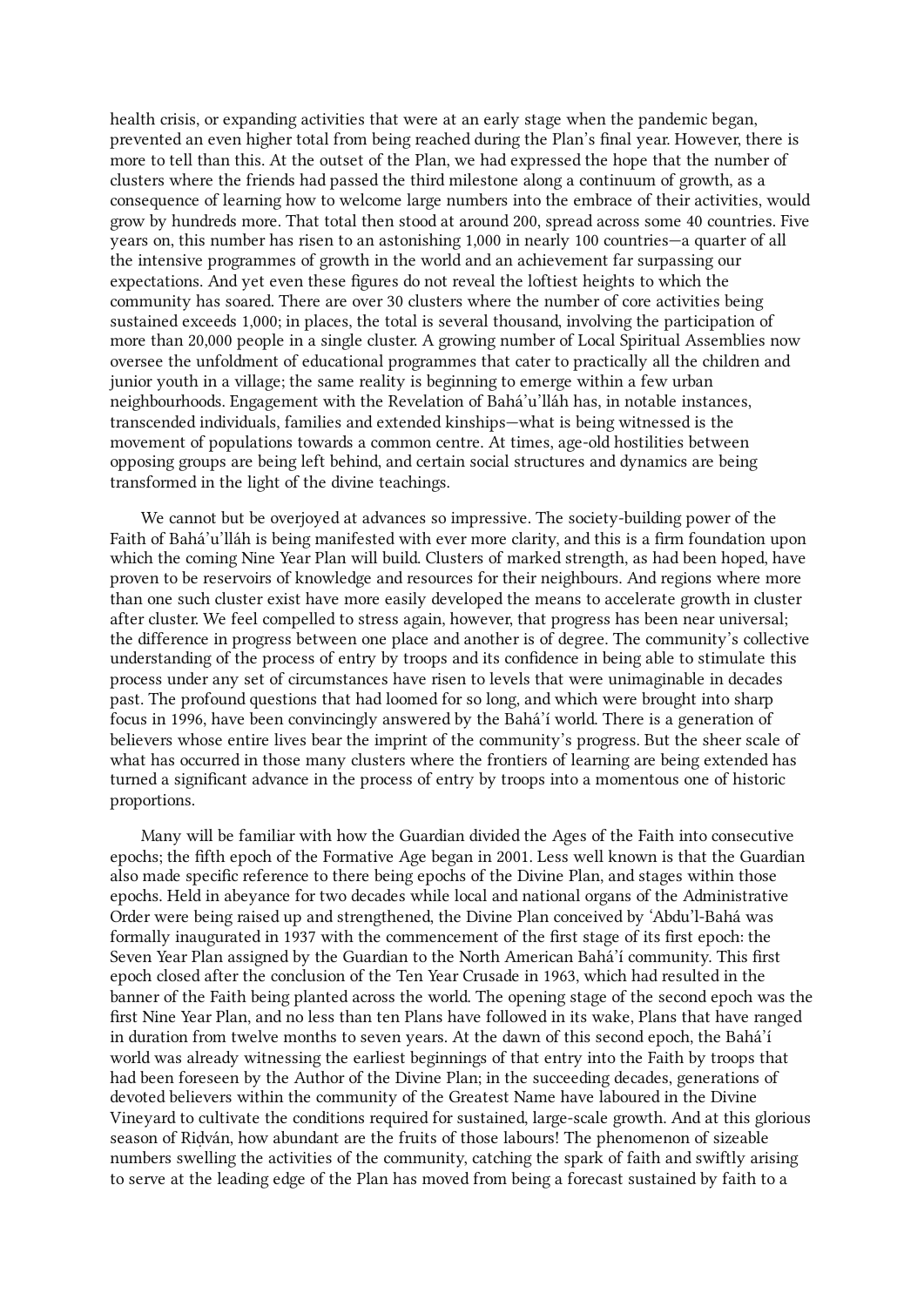health crisis, or expanding activities that were at an early stage when the pandemic began, prevented an even higher total from being reached during the Plan's final year. However, there is more to tell than this. At the outset of the Plan, we had expressed the hope that the number of clusters where the friends had passed the third milestone along a continuum of growth, as a consequence of learning how to welcome large numbers into the embrace of their activities, would grow by hundreds more. That total then stood at around 200, spread across some 40 countries. Five years on, this number has risen to an astonishing 1,000 in nearly 100 countries—a quarter of all the intensive programmes of growth in the world and an achievement far surpassing our expectations. And yet even these figures do not reveal the loftiest heights to which the community has soared. There are over 30 clusters where the number of core activities being sustained exceeds 1,000; in places, the total is several thousand, involving the participation of more than 20,000 people in a single cluster. A growing number of Local Spiritual Assemblies now oversee the unfoldment of educational programmes that cater to practically all the children and junior youth in a village; the same reality is beginning to emerge within a few urban neighbourhoods. Engagement with the Revelation of Bahá'u'lláh has, in notable instances, transcended individuals, families and extended kinships—what is being witnessed is the movement of populations towards a common centre. At times, age-old hostilities between opposing groups are being left behind, and certain social structures and dynamics are being transformed in the light of the divine teachings.

We cannot but be overjoyed at advances so impressive. The society-building power of the Faith of Bahá'u'lláh is being manifested with ever more clarity, and this is a firm foundation upon which the coming Nine Year Plan will build. Clusters of marked strength, as had been hoped, have proven to be reservoirs of knowledge and resources for their neighbours. And regions where more than one such cluster exist have more easily developed the means to accelerate growth in cluster after cluster. We feel compelled to stress again, however, that progress has been near universal; the difference in progress between one place and another is of degree. The community's collective understanding of the process of entry by troops and its confidence in being able to stimulate this process under any set of circumstances have risen to levels that were unimaginable in decades past. The profound questions that had loomed for so long, and which were brought into sharp focus in 1996, have been convincingly answered by the Bahá'í world. There is a generation of believers whose entire lives bear the imprint of the community's progress. But the sheer scale of what has occurred in those many clusters where the frontiers of learning are being extended has turned a significant advance in the process of entry by troops into a momentous one of historic proportions.

Many will be familiar with how the Guardian divided the Ages of the Faith into consecutive epochs; the fifth epoch of the Formative Age began in 2001. Less well known is that the Guardian also made specific reference to there being epochs of the Divine Plan, and stages within those epochs. Held in abeyance for two decades while local and national organs of the Administrative Order were being raised up and strengthened, the Divine Plan conceived by 'Abdu'l-Bahá was formally inaugurated in 1937 with the commencement of the first stage of its first epoch: the Seven Year Plan assigned by the Guardian to the North American Bahá'í community. This first epoch closed after the conclusion of the Ten Year Crusade in 1963, which had resulted in the banner of the Faith being planted across the world. The opening stage of the second epoch was the first Nine Year Plan, and no less than ten Plans have followed in its wake, Plans that have ranged in duration from twelve months to seven years. At the dawn of this second epoch, the Bahá'í world was already witnessing the earliest beginnings of that entry into the Faith by troops that had been foreseen by the Author of the Divine Plan; in the succeeding decades, generations of devoted believers within the community of the Greatest Name have laboured in the Divine Vineyard to cultivate the conditions required for sustained, large-scale growth. And at this glorious season of Riḍván, how abundant are the fruits of those labours! The phenomenon of sizeable numbers swelling the activities of the community, catching the spark of faith and swiftly arising to serve at the leading edge of the Plan has moved from being a forecast sustained by faith to a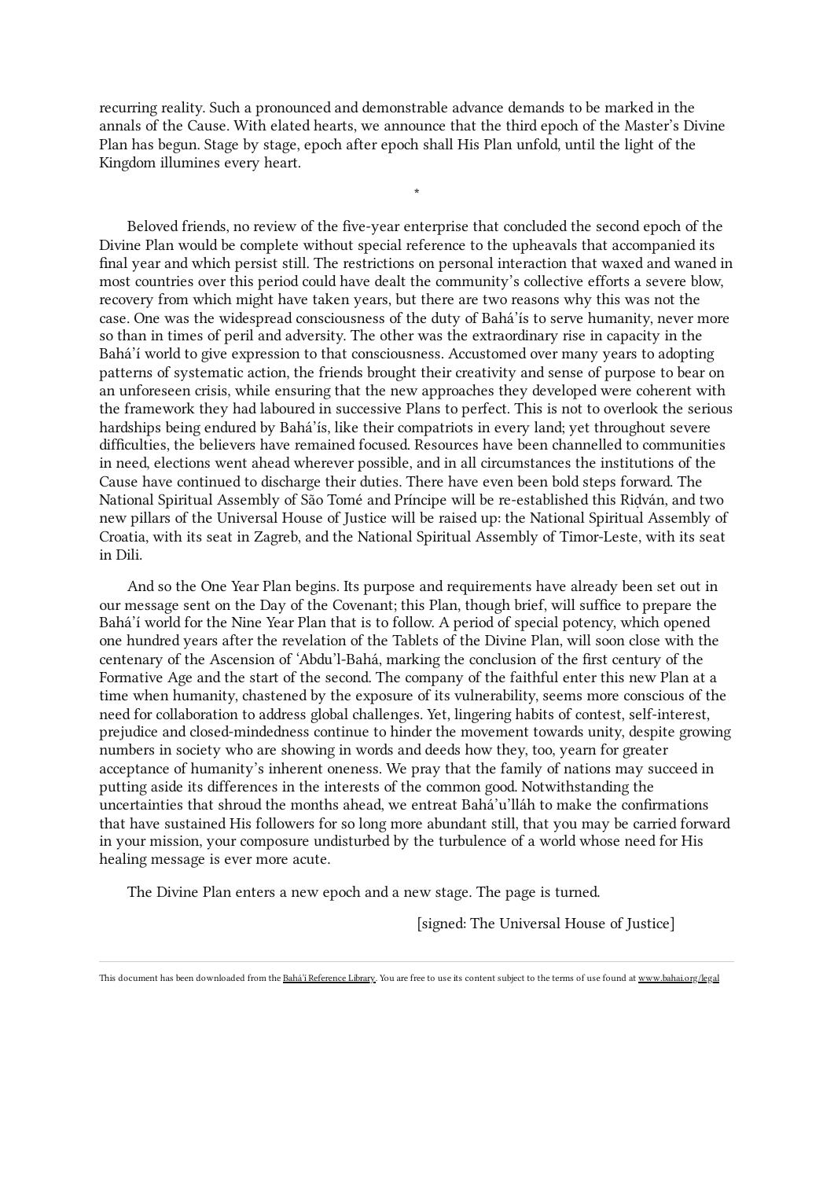recurring reality. Such a pronounced and demonstrable advance demands to be marked in the annals of the Cause. With elated hearts, we announce that the third epoch of the Master's Divine Plan has begun. Stage by stage, epoch after epoch shall His Plan unfold, until the light of the Kingdom illumines every heart.

*

Beloved friends, no review of the five-year enterprise that concluded the second epoch of the Divine Plan would be complete without special reference to the upheavals that accompanied its final year and which persist still. The restrictions on personal interaction that waxed and waned in most countries over this period could have dealt the community's collective efforts a severe blow, recovery from which might have taken years, but there are two reasons why this was not the case. One was the widespread consciousness of the duty of Bahá'ís to serve humanity, never more so than in times of peril and adversity. The other was the extraordinary rise in capacity in the Bahá'í world to give expression to that consciousness. Accustomed over many years to adopting patterns of systematic action, the friends brought their creativity and sense of purpose to bear on an unforeseen crisis, while ensuring that the new approaches they developed were coherent with the framework they had laboured in successive Plans to perfect. This is not to overlook the serious hardships being endured by Bahá'ís, like their compatriots in every land; yet throughout severe difficulties, the believers have remained focused. Resources have been channelled to communities in need, elections went ahead wherever possible, and in all circumstances the institutions of the Cause have continued to discharge their duties. There have even been bold steps forward. The National Spiritual Assembly of São Tomé and Príncipe will be re-established this Riḍván, and two new pillars of the Universal House of Justice will be raised up: the National Spiritual Assembly of Croatia, with its seat in Zagreb, and the National Spiritual Assembly of Timor-Leste, with its seat in Dili.

And so the One Year Plan begins. Its purpose and requirements have already been set out in our message sent on the Day of the Covenant; this Plan, though brief, will suffice to prepare the Bahá'í world for the Nine Year Plan that is to follow. A period of special potency, which opened one hundred years after the revelation of the Tablets of the Divine Plan, will soon close with the centenary of the Ascension of 'Abdu'l-Bahá, marking the conclusion of the first century of the Formative Age and the start of the second. The company of the faithful enter this new Plan at a time when humanity, chastened by the exposure of its vulnerability, seems more conscious of the need for collaboration to address global challenges. Yet, lingering habits of contest, self-interest, prejudice and closed-mindedness continue to hinder the movement towards unity, despite growing numbers in society who are showing in words and deeds how they, too, yearn for greater acceptance of humanity's inherent oneness. We pray that the family of nations may succeed in putting aside its differences in the interests of the common good. Notwithstanding the uncertainties that shroud the months ahead, we entreat Bahá'u'lláh to make the confirmations that have sustained His followers for so long more abundant still, that you may be carried forward in your mission, your composure undisturbed by the turbulence of a world whose need for His healing message is ever more acute.

The Divine Plan enters a new epoch and a new stage. The page is turned.

[signed: The Universal House of Justice]

This document has been downloaded from the Bahá'í Reference Library. You are free to use its content subject to the terms of use found at www.bahai.org/legal